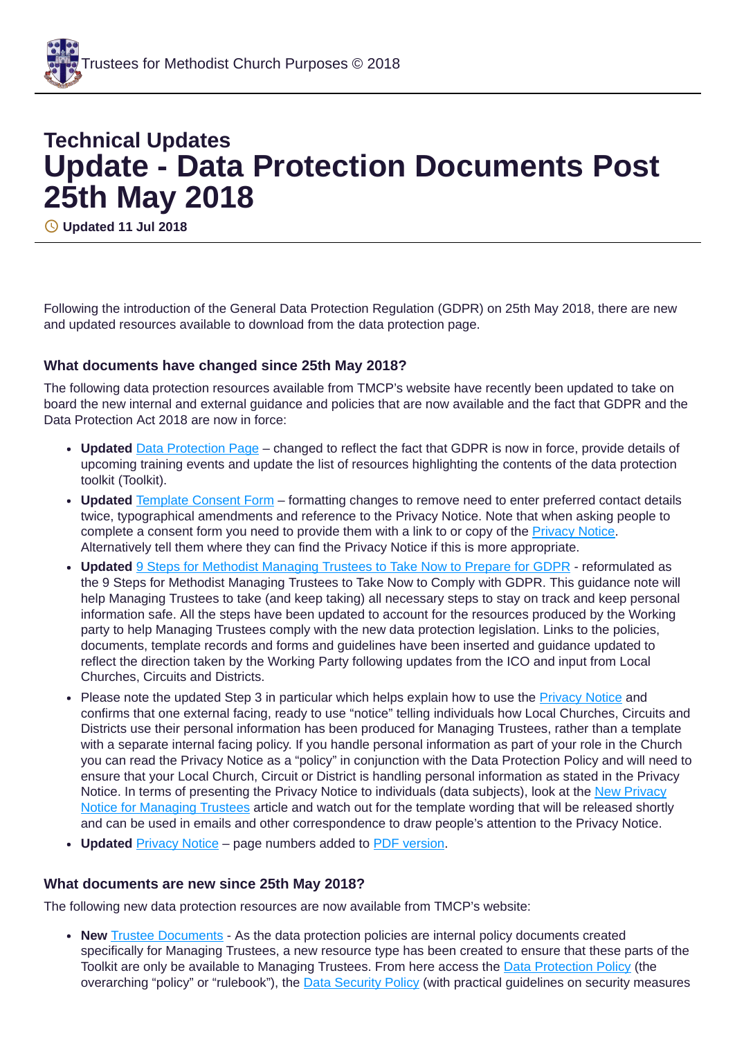# Technical Updates

# Update - Data Protection Documents Post 25th May 2018

Updated 11 Jul 2018

Following the introduction of the General Data Protection Regulation (GDPR) on 25th May 2018, there are new and updated resources available to download from the data protection page.

### What documents have changed since 25th May 2018?

The following data protection resources available from TMCP's website have recently been updated to take on board the new internal and external guidance and policies that are now available and the fact that GDPR and the Data Protection Act 2018 are now in force:

- **Updated** Data Protection Page – changed to reflect the fact that GDPR is now in force, provide details of upcoming training events and update the list of resources highlighting the contents of the data protection toolkit (Toolkit).
- **Updated** Template Consent Form – formatting changes to remove need to enter preferred contact details twice, typographical amendments and reference to the Privacy Notice. Note that when asking people to complete a consent form you need to provide them with a link to or copy of the Privacy Notice. Alternatively tell them where they can find the Privacy Notice if this is more appropriate.
- **Updated** 9 Steps for Methodist Managing Trustees to Take Now to Prepare for GDPR - reformulated as the 9 Steps for Methodist Managing Trustees to Take Now to Comply with GDPR. This guidance note will help Managing Trustees to take (and keep taking) all necessary steps to stay on track and keep personal information safe. All the steps have been updated to account for the resources produced by the Working party to help Managing Trustees comply with the new data protection legislation. Links to the policies, documents, template records and forms and guidelines have been inserted and guidance updated to reflect the direction taken by the Working Party following updates from the ICO and input from Local Churches, Circuits and Districts.
- Please note the updated Step 3 in particular which helps explain how to use the Privacy Notice and confirms that one external facing, ready to use "notice" telling individuals how Local Churches, Circuits and Districts use their personal information has been produced for Managing Trustees, rather than a template with a separate internal facing policy. If you handle personal information as part of your role in the Church you can read the Privacy Notice as a "policy" in conjunction with the Data Protection Policy and will need to ensure that your Local Church, Circuit or District is handling personal information as stated in the Privacy Notice. In terms of presenting the Privacy Notice to individuals (data subjects), look at the New Privacy Notice for Managing Trustees article and watch out for the template wording that will be released shortly and can be used in emails and other correspondence to draw people's attention to the Privacy Notice.
- **Updated** Privacy Notice – page numbers added to PDF version.

### What documents are new since 25th May 2018?

The following new data protection resources are now available from TMCP's website:

- **New** Trustee Documents - As the data protection policies are internal policy documents created specifically for Managing Trustees, a new resource type has been created to ensure that these parts of the Toolkit are only be available to Managing Trustees. From here access the Data Protection Policy (the overarching "policy" or "rulebook"), the Data Security Policy (with practical guidelines on security measures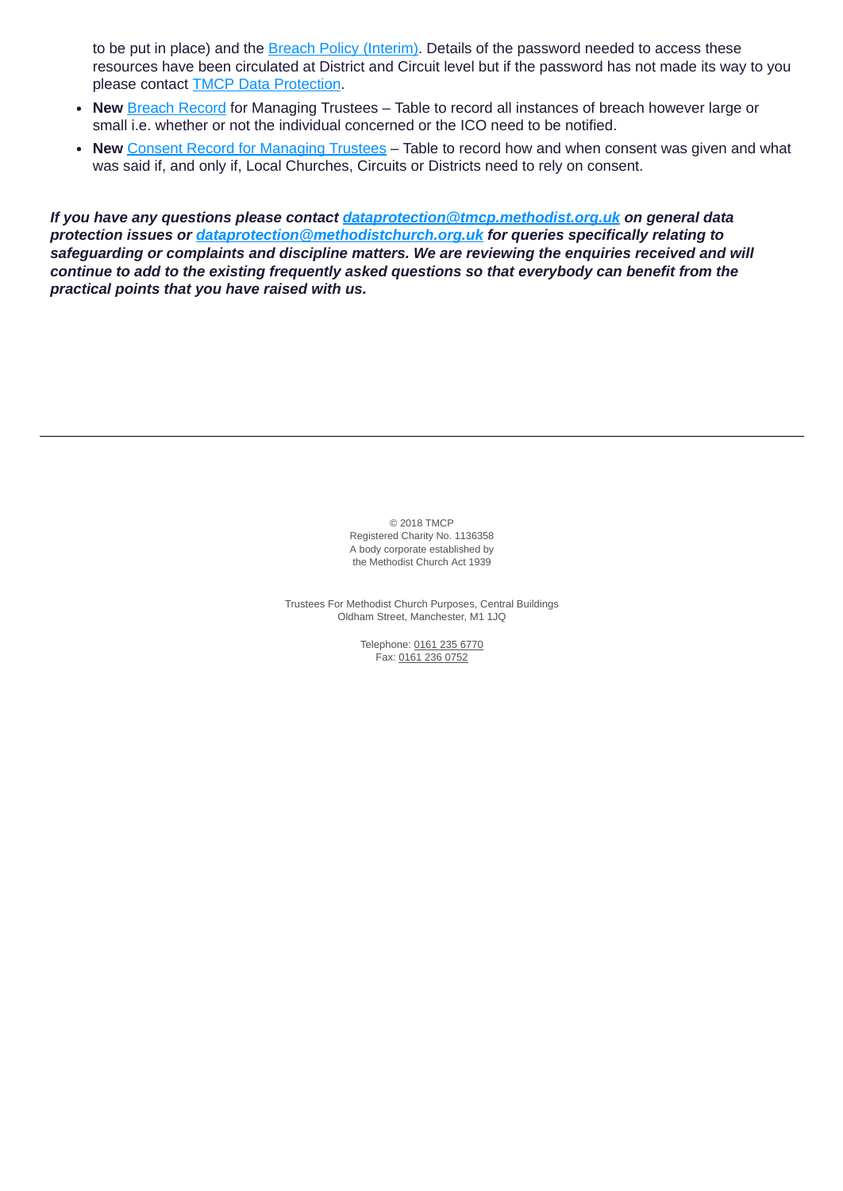to be put in place) and the Breach Policy (Interim). Details of the password needed to access these resources have been circulated at District and Circuit level but if the password has not made its way to you please contact TMCP Data Protection.

- **New** Breach Record for Managing Trustees – Table to record all instances of breach however large or small i.e. whether or not the individual concerned or the ICO need to be notified.
- **New** Consent Record for Managing Trustees – Table to record how and when consent was given and what was said if, and only if, Local Churches, Circuits or Districts need to rely on consent.

***If you have any questions please contact dataprotection@tmcp.methodist.org.uk on general data protection issues or dataprotection@methodistchurch.org.uk for queries specifically relating to safeguarding or complaints and discipline matters. We are reviewing the enquiries received and will continue to add to the existing frequently asked questions so that everybody can benefit from the practical points that you have raised with us.***

---

© 2018 TMCP
Registered Charity No. 1136358
A body corporate established by
the Methodist Church Act 1939

Trustees For Methodist Church Purposes, Central Buildings
Oldham Street, Manchester, M1 1JQ

Telephone: 0161 235 6770
Fax: 0161 236 0752